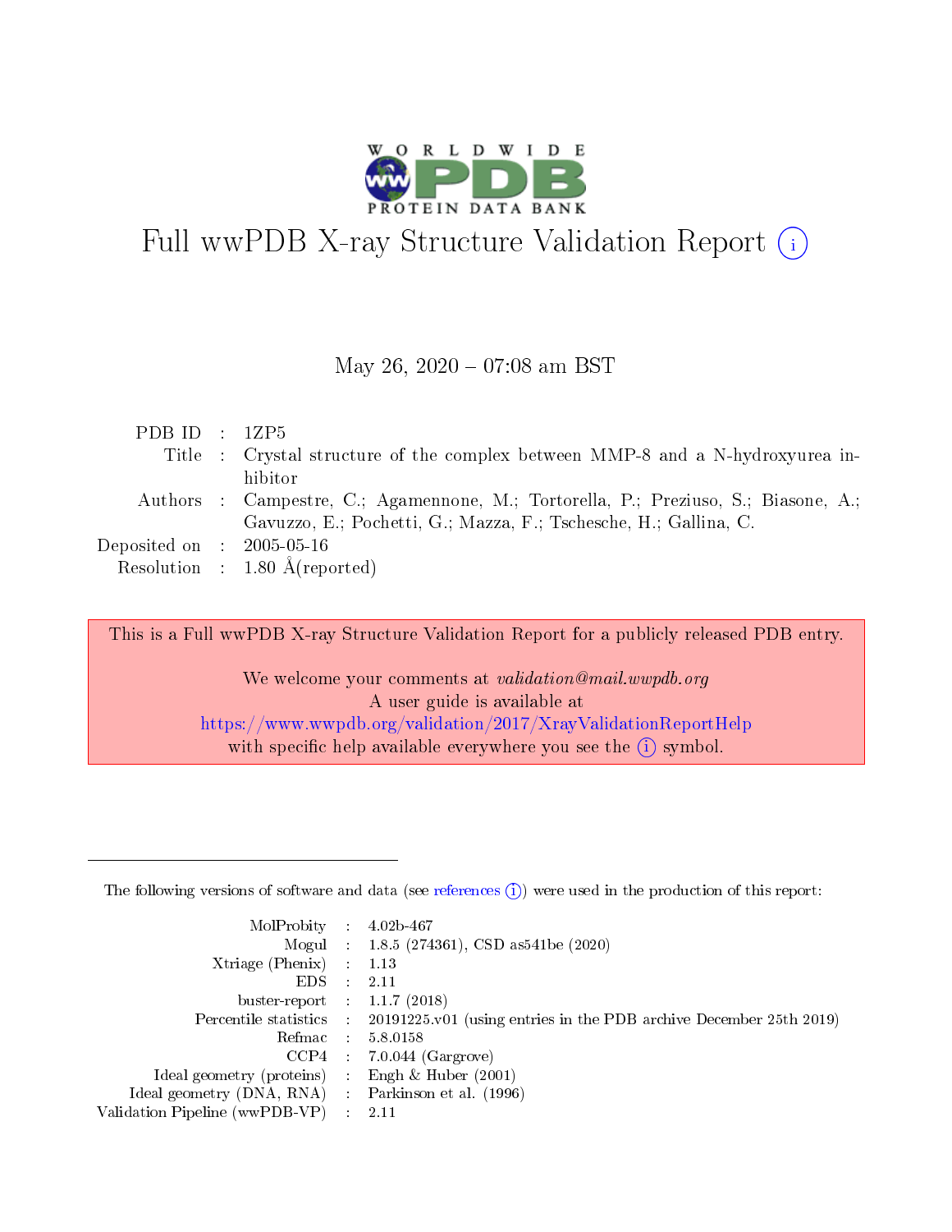# Full wwPDB X-ray Structure Validation Report

May 26, 2020 – 07:08 am BST

| | | |
|---|---|---|
| PDB ID | : | 1ZP5 |
| Title | : | Crystal structure of the complex between MMP-8 and a N-hydroxyurea inhibitor |
| Authors | : | Campestre, C.; Agamennone, M.; Tortorella, P.; Preziuso, S.; Biasone, A.; Gavuzzo, E.; Pochetti, G.; Mazza, F.; Tschesche, H.; Gallina, C. |
| Deposited on | : | 2005-05-16 |
| Resolution | : | 1.80 Å(reported) |

This is a Full wwPDB X-ray Structure Validation Report for a publicly released PDB entry.

We welcome your comments at *validation@mail.wwpdb.org*
A user guide is available at
https://www.wwpdb.org/validation/2017/XrayValidationReportHelp
with specific help available everywhere you see the (i) symbol.

---

The following versions of software and data (see references (i)) were used in the production of this report:

| | | |
|---|---|---|
| MolProbity | : | 4.02b-467 |
| Mogul | : | 1.8.5 (274361), CSD as541be (2020) |
| Xtriage (Phenix) | : | 1.13 |
| EDS | : | 2.11 |
| buster-report | : | 1.1.7 (2018) |
| Percentile statistics | : | 20191225.v01 (using entries in the PDB archive December 25th 2019) |
| Refmac | : | 5.8.0158 |
| CCP4 | : | 7.0.044 (Gargrove) |
| Ideal geometry (proteins) | : | Engh & Huber (2001) |
| Ideal geometry (DNA, RNA) | : | Parkinson et al. (1996) |
| Validation Pipeline (wwPDB-VP) | : | 2.11 |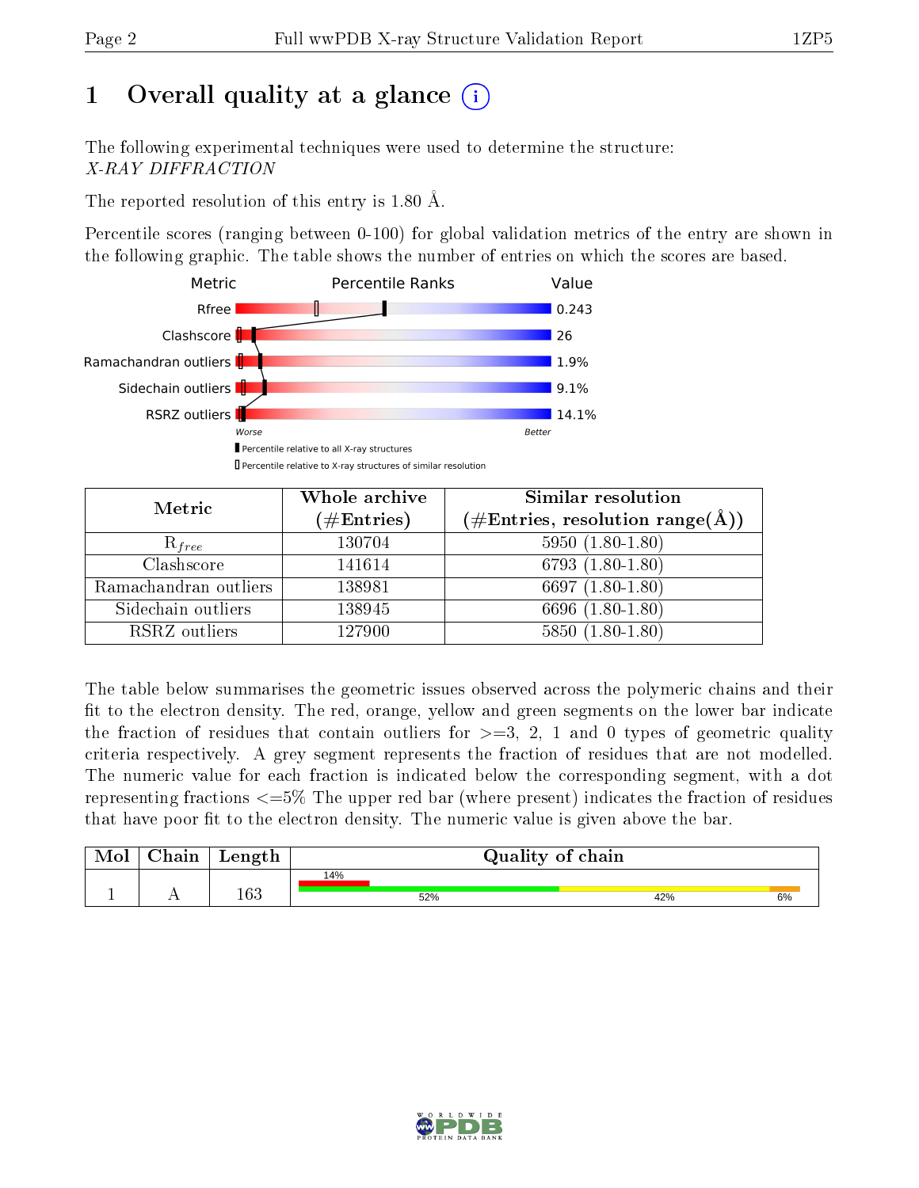# 1 Overall quality at a glance (i)

The following experimental techniques were used to determine the structure:
*X-RAY DIFFRACTION*

The reported resolution of this entry is 1.80 Å.

Percentile scores (ranging between 0-100) for global validation metrics of the entry are shown in the following graphic. The table shows the number of entries on which the scores are based.

| Metric | Value |
|---|---|
| Rfree | 0.243 |
| Clashscore | 26 |
| Ramachandran outliers | 1.9% |
| Sidechain outliers | 9.1% |
| RSRZ outliers | 14.1% |

Worse — Better

▮ Percentile relative to all X-ray structures
▯ Percentile relative to X-ray structures of similar resolution

| Metric | Whole archive (#Entries) | Similar resolution (#Entries, resolution range(Å)) |
|---|---|---|
| $R_{free}$ | 130704 | 5950 (1.80-1.80) |
| Clashscore | 141614 | 6793 (1.80-1.80) |
| Ramachandran outliers | 138981 | 6697 (1.80-1.80) |
| Sidechain outliers | 138945 | 6696 (1.80-1.80) |
| RSRZ outliers | 127900 | 5850 (1.80-1.80) |

The table below summarises the geometric issues observed across the polymeric chains and their fit to the electron density. The red, orange, yellow and green segments on the lower bar indicate the fraction of residues that contain outliers for >=3, 2, 1 and 0 types of geometric quality criteria respectively. A grey segment represents the fraction of residues that are not modelled. The numeric value for each fraction is indicated below the corresponding segment, with a dot representing fractions <=5% The upper red bar (where present) indicates the fraction of residues that have poor fit to the electron density. The numeric value is given above the bar.

| Mol | Chain | Length | Quality of chain |
|---|---|---|---|
| 1 | A | 163 | 14% (poor fit); 52%, 42%, 6% |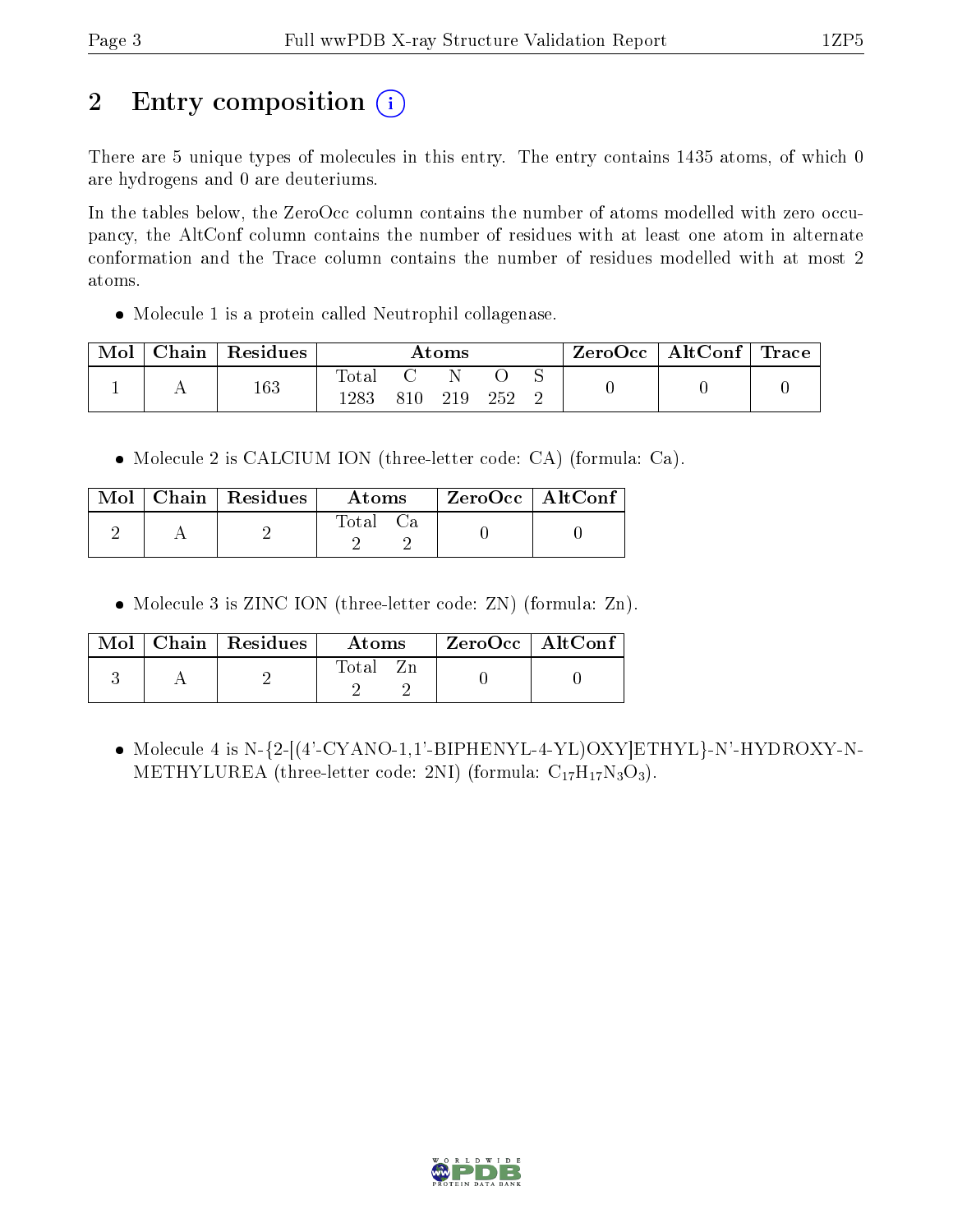# 2 Entry composition

There are 5 unique types of molecules in this entry. The entry contains 1435 atoms, of which 0 are hydrogens and 0 are deuteriums.

In the tables below, the ZeroOcc column contains the number of atoms modelled with zero occupancy, the AltConf column contains the number of residues with at least one atom in alternate conformation and the Trace column contains the number of residues modelled with at most 2 atoms.

- Molecule 1 is a protein called Neutrophil collagenase.

| Mol | Chain | Residues | Atoms | | | | | ZeroOcc | AltConf | Trace |
|---|---|---|---|---|---|---|---|---|---|---|
| 1 | A | 163 | Total<br>1283 | C<br>810 | N<br>219 | O<br>252 | S<br>2 | 0 | 0 | 0 |

- Molecule 2 is CALCIUM ION (three-letter code: CA) (formula: Ca).

| Mol | Chain | Residues | Atoms | | ZeroOcc | AltConf |
|---|---|---|---|---|---|---|
| 2 | A | 2 | Total<br>2 | Ca<br>2 | 0 | 0 |

- Molecule 3 is ZINC ION (three-letter code: ZN) (formula: Zn).

| Mol | Chain | Residues | Atoms | | ZeroOcc | AltConf |
|---|---|---|---|---|---|---|
| 3 | A | 2 | Total<br>2 | Zn<br>2 | 0 | 0 |

- Molecule 4 is N-{2-[(4'-CYANO-1,1'-BIPHENYL-4-YL)OXY]ETHYL}-N'-HYDROXY-N-METHYLUREA (three-letter code: 2NI) (formula: $C_{17}H_{17}N_3O_3$).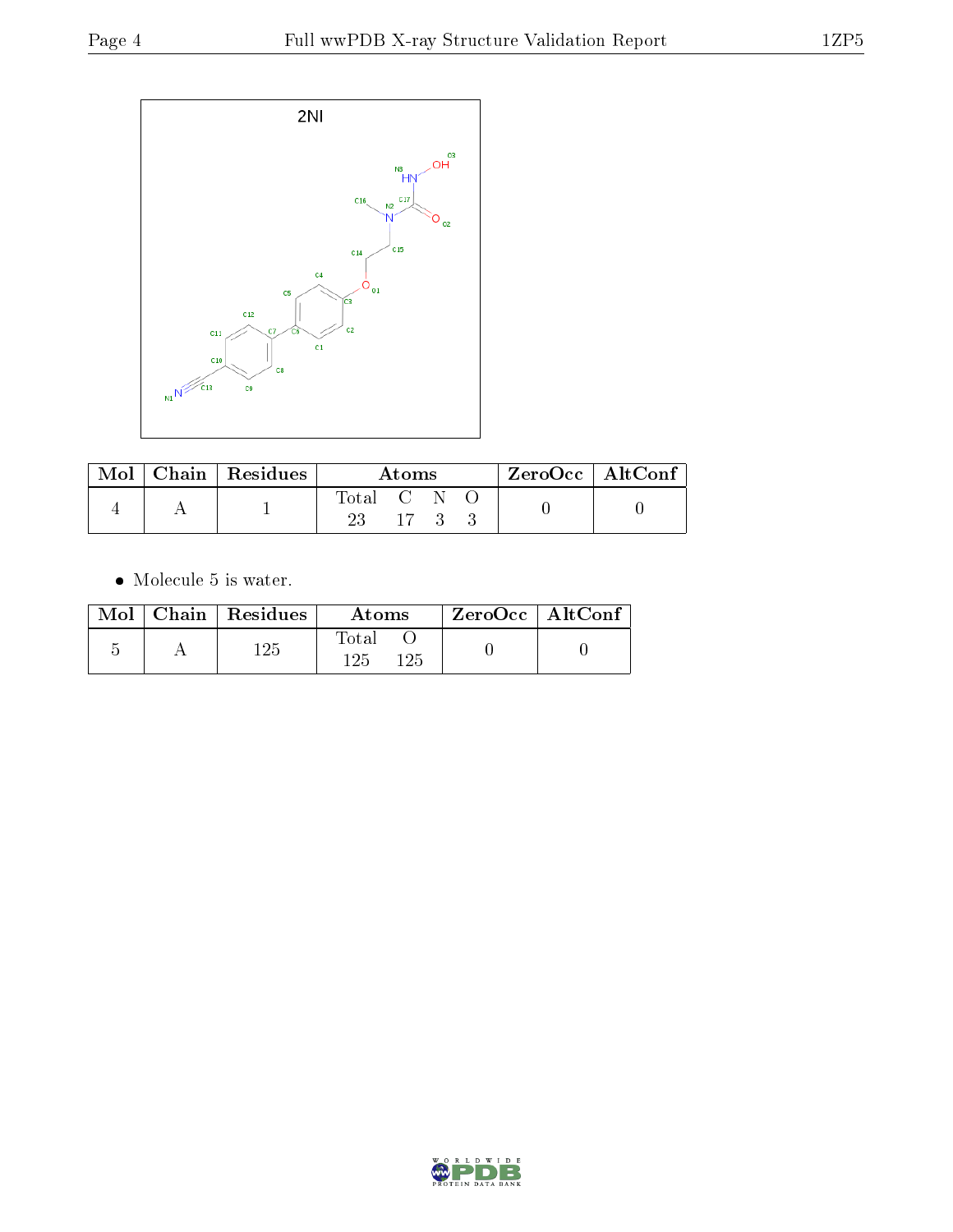2NI

| Mol | Chain | Residues | Atoms | | | | ZeroOcc | AltConf |
|---|---|---|---|---|---|---|---|---|
| | | | Total | C | N | O | | |
| 4 | A | 1 | 23 | 17 | 3 | 3 | 0 | 0 |

- Molecule 5 is water.

| Mol | Chain | Residues | Atoms | | ZeroOcc | AltConf |
|---|---|---|---|---|---|---|
| | | | Total | O | | |
| 5 | A | 125 | 125 | 125 | 0 | 0 |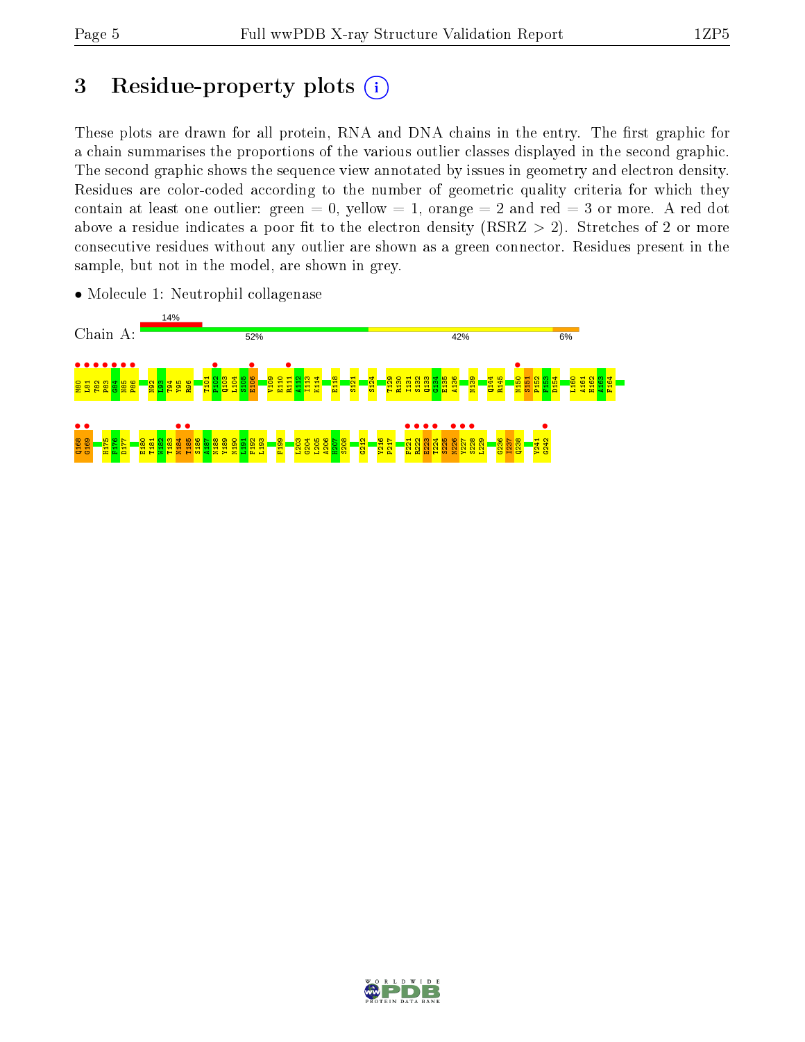# 3 Residue-property plots

These plots are drawn for all protein, RNA and DNA chains in the entry. The first graphic for a chain summarises the proportions of the various outlier classes displayed in the second graphic. The second graphic shows the sequence view annotated by issues in geometry and electron density. Residues are color-coded according to the number of geometric quality criteria for which they contain at least one outlier: green = 0, yellow = 1, orange = 2 and red = 3 or more. A red dot above a residue indicates a poor fit to the electron density (RSRZ > 2). Stretches of 2 or more consecutive residues without any outlier are shown as a green connector. Residues present in the sample, but not in the model, are shown in grey.

- Molecule 1: Neutrophil collagenase

Chain A: 14% | 52% | 42% | 6%

M80 L81 T82 P83 G84 N85 P86 N92 L93 T94 Y95 R96 T101 P102 Q103 L104 I105 E106 V109 E110 R111 A112 I113 K114 E118 S121 S124 T129 R130 I131 S132 Q133 G134 E135 A136 N139 Q144 R145 N150 S151 P152 F153 D154 L160 A161 H162 A163 F164

Q168 G169 H175 F176 D177 E180 T181 W182 T183 N184 T185 S186 A187 N188 Y189 N190 L191 F192 L193 F199 L203 G204 L205 A206 H207 S208 G212 Y216 P217 P221 R222 E223 T224 S225 N226 Y227 S228 L229 G236 I237 Q238 Y241 G242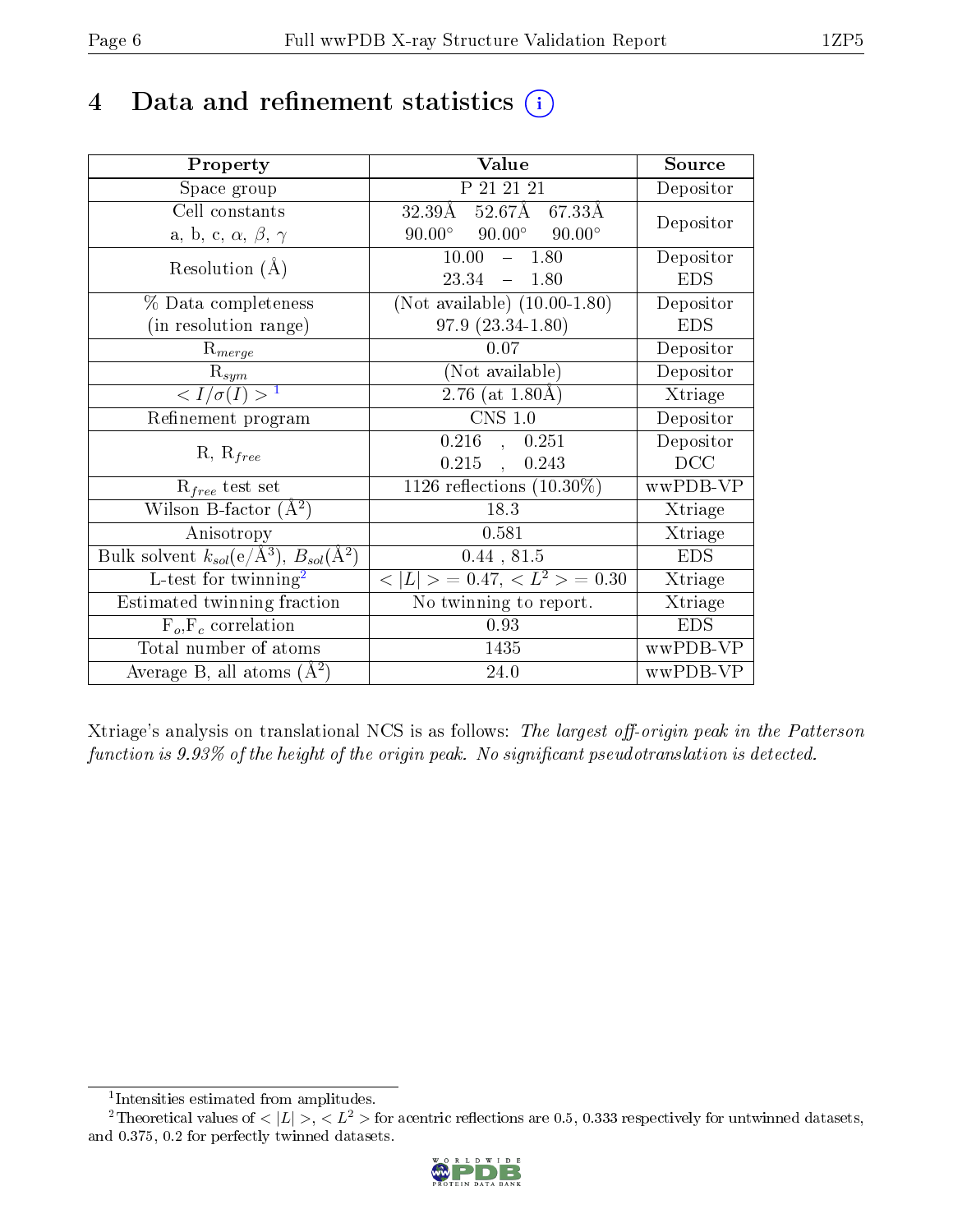# 4 Data and refinement statistics

| Property | Value | Source |
|---|---|---|
| Space group | P 21 21 21 | Depositor |
| Cell constants<br>a, b, c, $\alpha$, $\beta$, $\gamma$ | 32.39Å 52.67Å 67.33Å<br>90.00° 90.00° 90.00° | Depositor |
| Resolution (Å) | 10.00 – 1.80<br>23.34 – 1.80 | Depositor<br>EDS |
| % Data completeness<br>(in resolution range) | (Not available) (10.00-1.80)<br>97.9 (23.34-1.80) | Depositor<br>EDS |
| $R_{merge}$ | 0.07 | Depositor |
| $R_{sym}$ | (Not available) | Depositor |
| $< I/\sigma(I) >$ [1] | 2.76 (at 1.80Å) | Xtriage |
| Refinement program | CNS 1.0 | Depositor |
| R, $R_{free}$ | 0.216 , 0.251<br>0.215 , 0.243 | Depositor<br>DCC |
| $R_{free}$ test set | 1126 reflections (10.30%) | wwPDB-VP |
| Wilson B-factor (Å$^2$) | 18.3 | Xtriage |
| Anisotropy | 0.581 | Xtriage |
| Bulk solvent $k_{sol}$(e/Å$^3$), $B_{sol}$(Å$^2$) | 0.44 , 81.5 | EDS |
| L-test for twinning[2] | $< \|L\| >$ = 0.47, $< L^2 >$ = 0.30 | Xtriage |
| Estimated twinning fraction | No twinning to report. | Xtriage |
| $F_o$,$F_c$ correlation | 0.93 | EDS |
| Total number of atoms | 1435 | wwPDB-VP |
| Average B, all atoms (Å$^2$) | 24.0 | wwPDB-VP |

Xtriage's analysis on translational NCS is as follows: *The largest off-origin peak in the Patterson function is 9.93% of the height of the origin peak. No significant pseudotranslation is detected.*

[1] Intensities estimated from amplitudes.

[2] Theoretical values of $< |L| >$, $< L^2 >$ for acentric reflections are 0.5, 0.333 respectively for untwinned datasets, and 0.375, 0.2 for perfectly twinned datasets.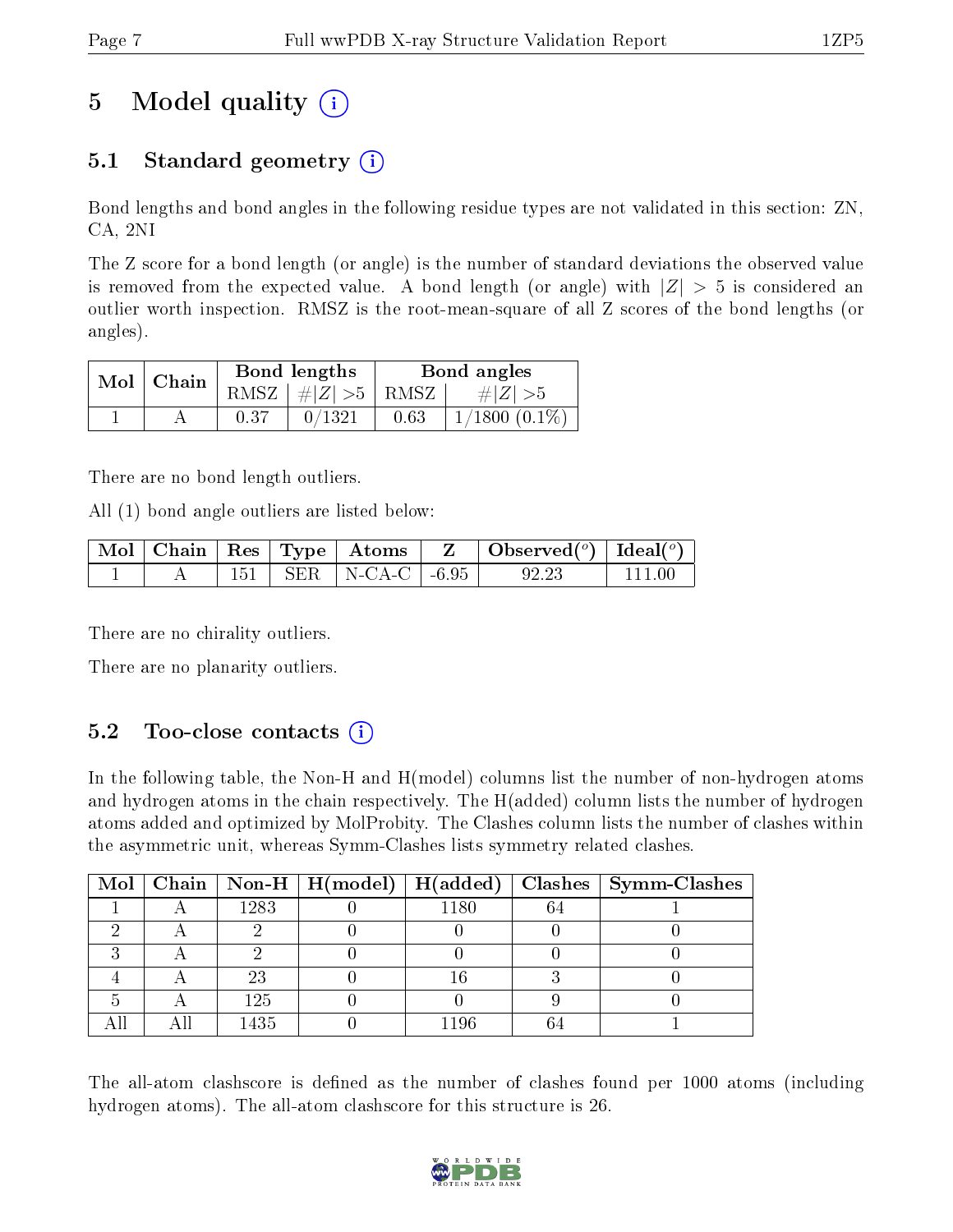# 5 Model quality

## 5.1 Standard geometry

Bond lengths and bond angles in the following residue types are not validated in this section: ZN, CA, 2NI

The Z score for a bond length (or angle) is the number of standard deviations the observed value is removed from the expected value. A bond length (or angle) with $|Z| > 5$ is considered an outlier worth inspection. RMSZ is the root-mean-square of all Z scores of the bond lengths (or angles).

| Mol | Chain | Bond lengths | | Bond angles | |
|---|---|---|---|---|---|
| | | RMSZ | $\#|Z|>5$ | RMSZ | $\#|Z|>5$ |
| 1 | A | 0.37 | 0/1321 | 0.63 | 1/1800 (0.1%) |

There are no bond length outliers.

All (1) bond angle outliers are listed below:

| Mol | Chain | Res | Type | Atoms | Z | Observed(°) | Ideal(°) |
|---|---|---|---|---|---|---|---|
| 1 | A | 151 | SER | N-CA-C | -6.95 | 92.23 | 111.00 |

There are no chirality outliers.

There are no planarity outliers.

## 5.2 Too-close contacts

In the following table, the Non-H and H(model) columns list the number of non-hydrogen atoms and hydrogen atoms in the chain respectively. The H(added) column lists the number of hydrogen atoms added and optimized by MolProbity. The Clashes column lists the number of clashes within the asymmetric unit, whereas Symm-Clashes lists symmetry related clashes.

| Mol | Chain | Non-H | H(model) | H(added) | Clashes | Symm-Clashes |
|---|---|---|---|---|---|---|
| 1 | A | 1283 | 0 | 1180 | 64 | 1 |
| 2 | A | 2 | 0 | 0 | 0 | 0 |
| 3 | A | 2 | 0 | 0 | 0 | 0 |
| 4 | A | 23 | 0 | 16 | 3 | 0 |
| 5 | A | 125 | 0 | 0 | 9 | 0 |
| All | All | 1435 | 0 | 1196 | 64 | 1 |

The all-atom clashscore is defined as the number of clashes found per 1000 atoms (including hydrogen atoms). The all-atom clashscore for this structure is 26.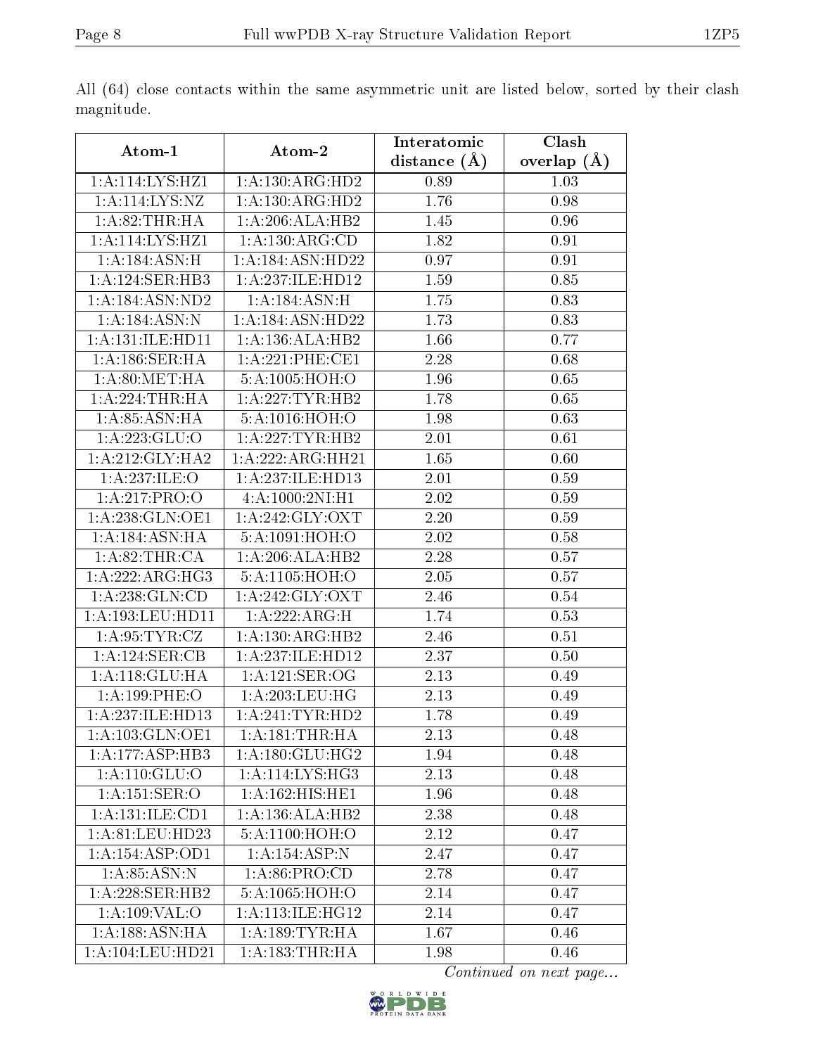All (64) close contacts within the same asymmetric unit are listed below, sorted by their clash magnitude.

| Atom-1 | Atom-2 | Interatomic distance (Å) | Clash overlap (Å) |
|---|---|---|---|
| 1:A:114:LYS:HZ1 | 1:A:130:ARG:HD2 | 0.89 | 1.03 |
| 1:A:114:LYS:NZ | 1:A:130:ARG:HD2 | 1.76 | 0.98 |
| 1:A:82:THR:HA | 1:A:206:ALA:HB2 | 1.45 | 0.96 |
| 1:A:114:LYS:HZ1 | 1:A:130:ARG:CD | 1.82 | 0.91 |
| 1:A:184:ASN:H | 1:A:184:ASN:HD22 | 0.97 | 0.91 |
| 1:A:124:SER:HB3 | 1:A:237:ILE:HD12 | 1.59 | 0.85 |
| 1:A:184:ASN:ND2 | 1:A:184:ASN:H | 1.75 | 0.83 |
| 1:A:184:ASN:N | 1:A:184:ASN:HD22 | 1.73 | 0.83 |
| 1:A:131:ILE:HD11 | 1:A:136:ALA:HB2 | 1.66 | 0.77 |
| 1:A:186:SER:HA | 1:A:221:PHE:CE1 | 2.28 | 0.68 |
| 1:A:80:MET:HA | 5:A:1005:HOH:O | 1.96 | 0.65 |
| 1:A:224:THR:HA | 1:A:227:TYR:HB2 | 1.78 | 0.65 |
| 1:A:85:ASN:HA | 5:A:1016:HOH:O | 1.98 | 0.63 |
| 1:A:223:GLU:O | 1:A:227:TYR:HB2 | 2.01 | 0.61 |
| 1:A:212:GLY:HA2 | 1:A:222:ARG:HH21 | 1.65 | 0.60 |
| 1:A:237:ILE:O | 1:A:237:ILE:HD13 | 2.01 | 0.59 |
| 1:A:217:PRO:O | 4:A:1000:2NI:H1 | 2.02 | 0.59 |
| 1:A:238:GLN:OE1 | 1:A:242:GLY:OXT | 2.20 | 0.59 |
| 1:A:184:ASN:HA | 5:A:1091:HOH:O | 2.02 | 0.58 |
| 1:A:82:THR:CA | 1:A:206:ALA:HB2 | 2.28 | 0.57 |
| 1:A:222:ARG:HG3 | 5:A:1105:HOH:O | 2.05 | 0.57 |
| 1:A:238:GLN:CD | 1:A:242:GLY:OXT | 2.46 | 0.54 |
| 1:A:193:LEU:HD11 | 1:A:222:ARG:H | 1.74 | 0.53 |
| 1:A:95:TYR:CZ | 1:A:130:ARG:HB2 | 2.46 | 0.51 |
| 1:A:124:SER:CB | 1:A:237:ILE:HD12 | 2.37 | 0.50 |
| 1:A:118:GLU:HA | 1:A:121:SER:OG | 2.13 | 0.49 |
| 1:A:199:PHE:O | 1:A:203:LEU:HG | 2.13 | 0.49 |
| 1:A:237:ILE:HD13 | 1:A:241:TYR:HD2 | 1.78 | 0.49 |
| 1:A:103:GLN:OE1 | 1:A:181:THR:HA | 2.13 | 0.48 |
| 1:A:177:ASP:HB3 | 1:A:180:GLU:HG2 | 1.94 | 0.48 |
| 1:A:110:GLU:O | 1:A:114:LYS:HG3 | 2.13 | 0.48 |
| 1:A:151:SER:O | 1:A:162:HIS:HE1 | 1.96 | 0.48 |
| 1:A:131:ILE:CD1 | 1:A:136:ALA:HB2 | 2.38 | 0.48 |
| 1:A:81:LEU:HD23 | 5:A:1100:HOH:O | 2.12 | 0.47 |
| 1:A:154:ASP:OD1 | 1:A:154:ASP:N | 2.47 | 0.47 |
| 1:A:85:ASN:N | 1:A:86:PRO:CD | 2.78 | 0.47 |
| 1:A:228:SER:HB2 | 5:A:1065:HOH:O | 2.14 | 0.47 |
| 1:A:109:VAL:O | 1:A:113:ILE:HG12 | 2.14 | 0.47 |
| 1:A:188:ASN:HA | 1:A:189:TYR:HA | 1.67 | 0.46 |
| 1:A:104:LEU:HD21 | 1:A:183:THR:HA | 1.98 | 0.46 |

*Continued on next page...*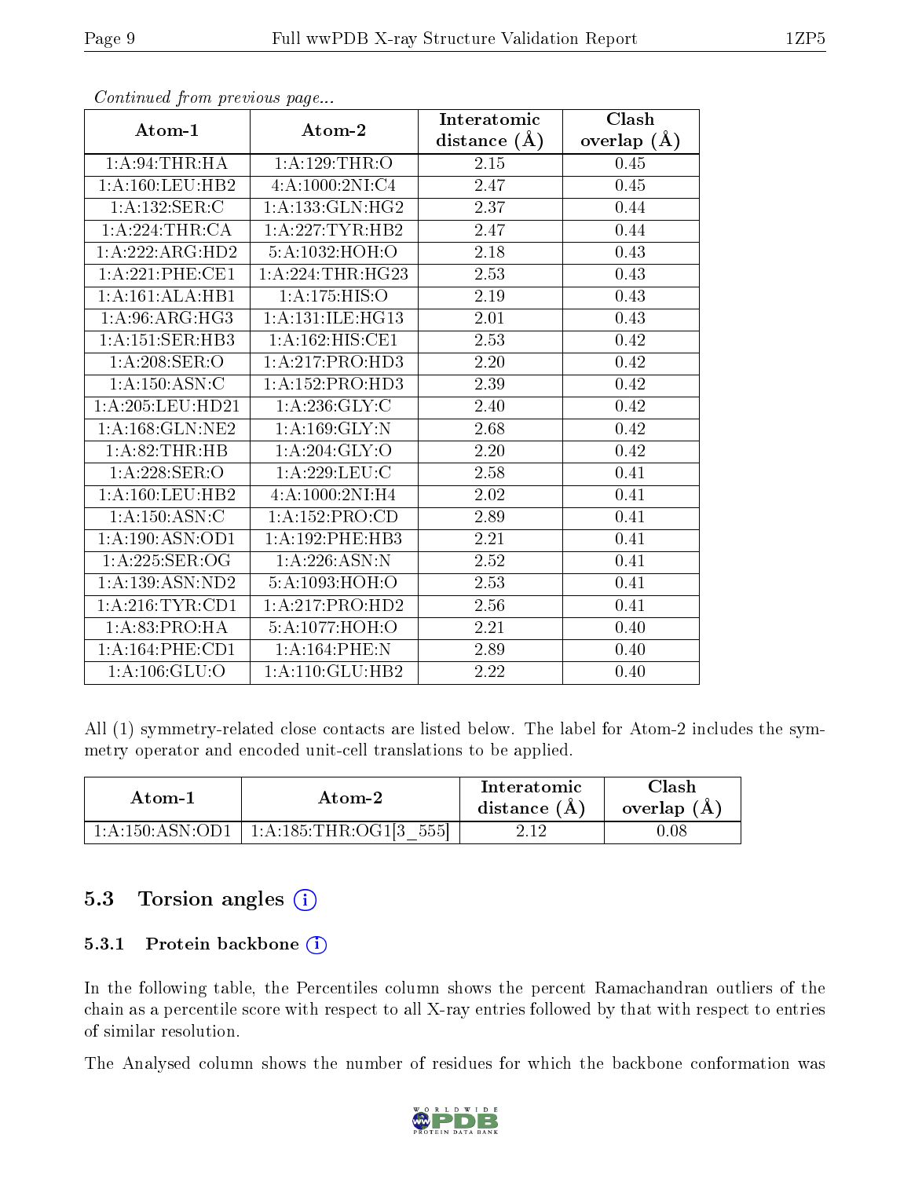*Continued from previous page...*

| Atom-1 | Atom-2 | Interatomic distance (Å) | Clash overlap (Å) |
|---|---|---|---|
| 1:A:94:THR:HA | 1:A:129:THR:O | 2.15 | 0.45 |
| 1:A:160:LEU:HB2 | 4:A:1000:2NI:C4 | 2.47 | 0.45 |
| 1:A:132:SER:C | 1:A:133:GLN:HG2 | 2.37 | 0.44 |
| 1:A:224:THR:CA | 1:A:227:TYR:HB2 | 2.47 | 0.44 |
| 1:A:222:ARG:HD2 | 5:A:1032:HOH:O | 2.18 | 0.43 |
| 1:A:221:PHE:CE1 | 1:A:224:THR:HG23 | 2.53 | 0.43 |
| 1:A:161:ALA:HB1 | 1:A:175:HIS:O | 2.19 | 0.43 |
| 1:A:96:ARG:HG3 | 1:A:131:ILE:HG13 | 2.01 | 0.43 |
| 1:A:151:SER:HB3 | 1:A:162:HIS:CE1 | 2.53 | 0.42 |
| 1:A:208:SER:O | 1:A:217:PRO:HD3 | 2.20 | 0.42 |
| 1:A:150:ASN:C | 1:A:152:PRO:HD3 | 2.39 | 0.42 |
| 1:A:205:LEU:HD21 | 1:A:236:GLY:C | 2.40 | 0.42 |
| 1:A:168:GLN:NE2 | 1:A:169:GLY:N | 2.68 | 0.42 |
| 1:A:82:THR:HB | 1:A:204:GLY:O | 2.20 | 0.42 |
| 1:A:228:SER:O | 1:A:229:LEU:C | 2.58 | 0.41 |
| 1:A:160:LEU:HB2 | 4:A:1000:2NI:H4 | 2.02 | 0.41 |
| 1:A:150:ASN:C | 1:A:152:PRO:CD | 2.89 | 0.41 |
| 1:A:190:ASN:OD1 | 1:A:192:PHE:HB3 | 2.21 | 0.41 |
| 1:A:225:SER:OG | 1:A:226:ASN:N | 2.52 | 0.41 |
| 1:A:139:ASN:ND2 | 5:A:1093:HOH:O | 2.53 | 0.41 |
| 1:A:216:TYR:CD1 | 1:A:217:PRO:HD2 | 2.56 | 0.41 |
| 1:A:83:PRO:HA | 5:A:1077:HOH:O | 2.21 | 0.40 |
| 1:A:164:PHE:CD1 | 1:A:164:PHE:N | 2.89 | 0.40 |
| 1:A:106:GLU:O | 1:A:110:GLU:HB2 | 2.22 | 0.40 |

All (1) symmetry-related close contacts are listed below. The label for Atom-2 includes the symmetry operator and encoded unit-cell translations to be applied.

| Atom-1 | Atom-2 | Interatomic distance (Å) | Clash overlap (Å) |
|---|---|---|---|
| 1:A:150:ASN:OD1 | 1:A:185:THR:OG1[3_555] | 2.12 | 0.08 |

## 5.3 Torsion angles

### 5.3.1 Protein backbone

In the following table, the Percentiles column shows the percent Ramachandran outliers of the chain as a percentile score with respect to all X-ray entries followed by that with respect to entries of similar resolution.

The Analysed column shows the number of residues for which the backbone conformation was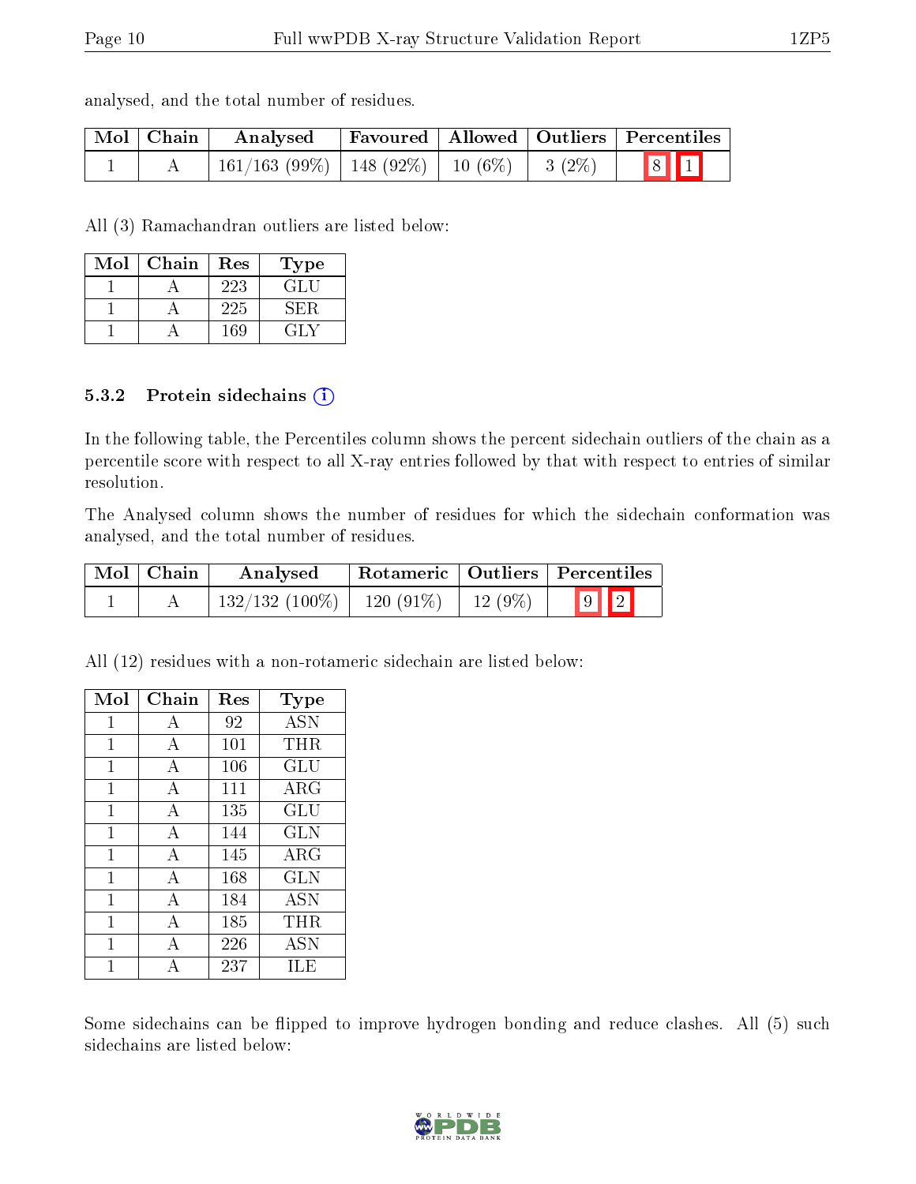analysed, and the total number of residues.

| Mol | Chain | Analysed | Favoured | Allowed | Outliers | Percentiles | |
|---|---|---|---|---|---|---|---|
| 1 | A | 161/163 (99%) | 148 (92%) | 10 (6%) | 3 (2%) | 8 | 1 |

All (3) Ramachandran outliers are listed below:

| Mol | Chain | Res | Type |
|---|---|---|---|
| 1 | A | 223 | GLU |
| 1 | A | 225 | SER |
| 1 | A | 169 | GLY |

### 5.3.2 Protein sidechains

In the following table, the Percentiles column shows the percent sidechain outliers of the chain as a percentile score with respect to all X-ray entries followed by that with respect to entries of similar resolution.

The Analysed column shows the number of residues for which the sidechain conformation was analysed, and the total number of residues.

| Mol | Chain | Analysed | Rotameric | Outliers | Percentiles | |
|---|---|---|---|---|---|---|
| 1 | A | 132/132 (100%) | 120 (91%) | 12 (9%) | 9 | 2 |

All (12) residues with a non-rotameric sidechain are listed below:

| Mol | Chain | Res | Type |
|---|---|---|---|
| 1 | A | 92 | ASN |
| 1 | A | 101 | THR |
| 1 | A | 106 | GLU |
| 1 | A | 111 | ARG |
| 1 | A | 135 | GLU |
| 1 | A | 144 | GLN |
| 1 | A | 145 | ARG |
| 1 | A | 168 | GLN |
| 1 | A | 184 | ASN |
| 1 | A | 185 | THR |
| 1 | A | 226 | ASN |
| 1 | A | 237 | ILE |

Some sidechains can be flipped to improve hydrogen bonding and reduce clashes. All (5) such sidechains are listed below: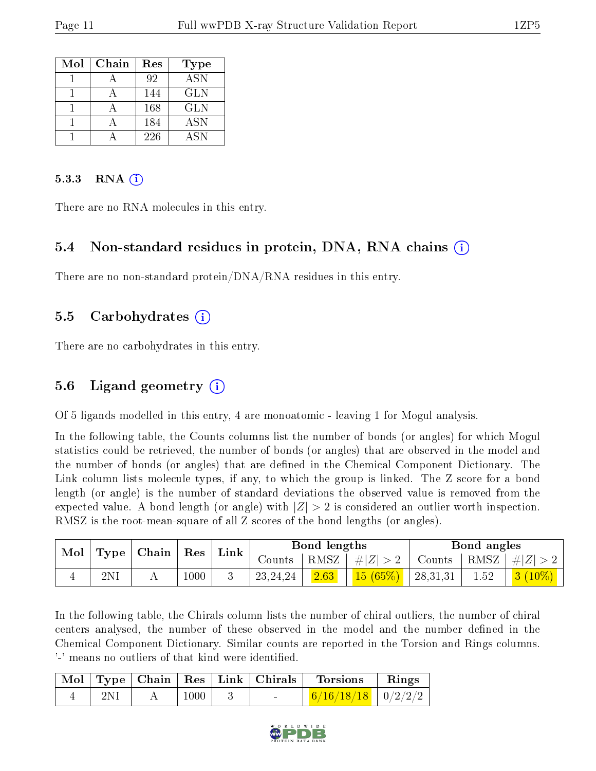| Mol | Chain | Res | Type |
|---|---|---|---|
| 1 | A | 92 | ASN |
| 1 | A | 144 | GLN |
| 1 | A | 168 | GLN |
| 1 | A | 184 | ASN |
| 1 | A | 226 | ASN |

#### 5.3.3 RNA ⓘ

There are no RNA molecules in this entry.

### 5.4 Non-standard residues in protein, DNA, RNA chains ⓘ

There are no non-standard protein/DNA/RNA residues in this entry.

### 5.5 Carbohydrates ⓘ

There are no carbohydrates in this entry.

### 5.6 Ligand geometry ⓘ

Of 5 ligands modelled in this entry, 4 are monoatomic - leaving 1 for Mogul analysis.

In the following table, the Counts columns list the number of bonds (or angles) for which Mogul statistics could be retrieved, the number of bonds (or angles) that are observed in the model and the number of bonds (or angles) that are defined in the Chemical Component Dictionary. The Link column lists molecule types, if any, to which the group is linked. The Z score for a bond length (or angle) is the number of standard deviations the observed value is removed from the expected value. A bond length (or angle) with $|Z| > 2$ is considered an outlier worth inspection. RMSZ is the root-mean-square of all Z scores of the bond lengths (or angles).

| Mol | Type | Chain | Res | Link | Bond lengths | | | Bond angles | | |
|---|---|---|---|---|---|---|---|---|---|---|
| | | | | | Counts | RMSZ | $\#\|Z\| > 2$ | Counts | RMSZ | $\#\|Z\| > 2$ |
| 4 | 2NI | A | 1000 | 3 | 23,24,24 | 2.63 | 15 (65%) | 28,31,31 | 1.52 | 3 (10%) |

In the following table, the Chirals column lists the number of chiral outliers, the number of chiral centers analysed, the number of these observed in the model and the number defined in the Chemical Component Dictionary. Similar counts are reported in the Torsion and Rings columns. '-' means no outliers of that kind were identified.

| Mol | Type | Chain | Res | Link | Chirals | Torsions | Rings |
|---|---|---|---|---|---|---|---|
| 4 | 2NI | A | 1000 | 3 | - | 6/16/18/18 | 0/2/2/2 |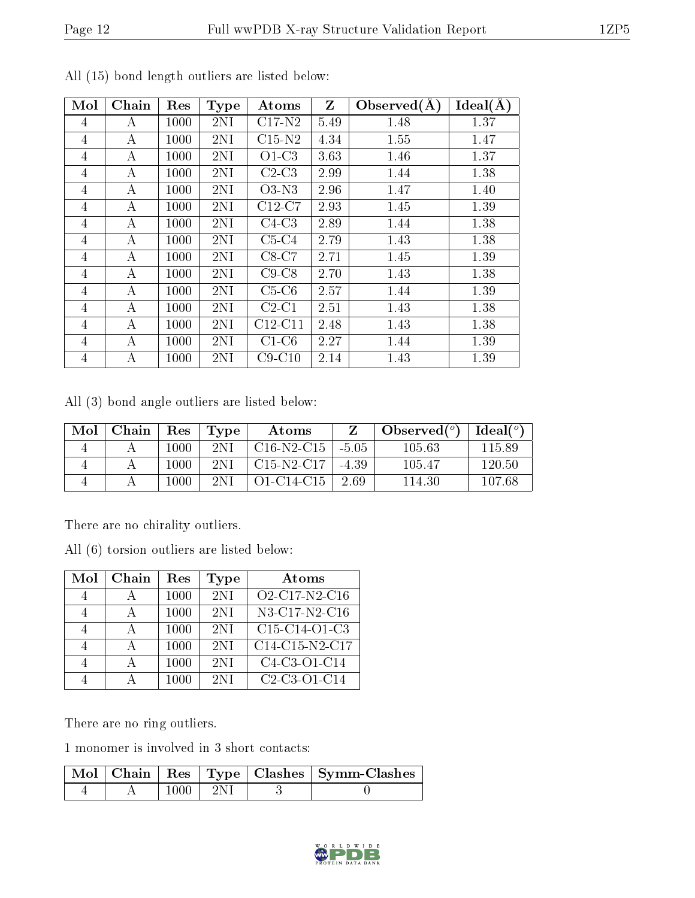All (15) bond length outliers are listed below:

| Mol | Chain | Res | Type | Atoms | Z | Observed(Å) | Ideal(Å) |
|---|---|---|---|---|---|---|---|
| 4 | A | 1000 | 2NI | C17-N2 | 5.49 | 1.48 | 1.37 |
| 4 | A | 1000 | 2NI | C15-N2 | 4.34 | 1.55 | 1.47 |
| 4 | A | 1000 | 2NI | O1-C3 | 3.63 | 1.46 | 1.37 |
| 4 | A | 1000 | 2NI | C2-C3 | 2.99 | 1.44 | 1.38 |
| 4 | A | 1000 | 2NI | O3-N3 | 2.96 | 1.47 | 1.40 |
| 4 | A | 1000 | 2NI | C12-C7 | 2.93 | 1.45 | 1.39 |
| 4 | A | 1000 | 2NI | C4-C3 | 2.89 | 1.44 | 1.38 |
| 4 | A | 1000 | 2NI | C5-C4 | 2.79 | 1.43 | 1.38 |
| 4 | A | 1000 | 2NI | C8-C7 | 2.71 | 1.45 | 1.39 |
| 4 | A | 1000 | 2NI | C9-C8 | 2.70 | 1.43 | 1.38 |
| 4 | A | 1000 | 2NI | C5-C6 | 2.57 | 1.44 | 1.39 |
| 4 | A | 1000 | 2NI | C2-C1 | 2.51 | 1.43 | 1.38 |
| 4 | A | 1000 | 2NI | C12-C11 | 2.48 | 1.43 | 1.38 |
| 4 | A | 1000 | 2NI | C1-C6 | 2.27 | 1.44 | 1.39 |
| 4 | A | 1000 | 2NI | C9-C10 | 2.14 | 1.43 | 1.39 |

All (3) bond angle outliers are listed below:

| Mol | Chain | Res | Type | Atoms | Z | Observed(°) | Ideal(°) |
|---|---|---|---|---|---|---|---|
| 4 | A | 1000 | 2NI | C16-N2-C15 | -5.05 | 105.63 | 115.89 |
| 4 | A | 1000 | 2NI | C15-N2-C17 | -4.39 | 105.47 | 120.50 |
| 4 | A | 1000 | 2NI | O1-C14-C15 | 2.69 | 114.30 | 107.68 |

There are no chirality outliers.

All (6) torsion outliers are listed below:

| Mol | Chain | Res | Type | Atoms |
|---|---|---|---|---|
| 4 | A | 1000 | 2NI | O2-C17-N2-C16 |
| 4 | A | 1000 | 2NI | N3-C17-N2-C16 |
| 4 | A | 1000 | 2NI | C15-C14-O1-C3 |
| 4 | A | 1000 | 2NI | C14-C15-N2-C17 |
| 4 | A | 1000 | 2NI | C4-C3-O1-C14 |
| 4 | A | 1000 | 2NI | C2-C3-O1-C14 |

There are no ring outliers.

1 monomer is involved in 3 short contacts:

| Mol | Chain | Res | Type | Clashes | Symm-Clashes |
|---|---|---|---|---|---|
| 4 | A | 1000 | 2NI | 3 | 0 |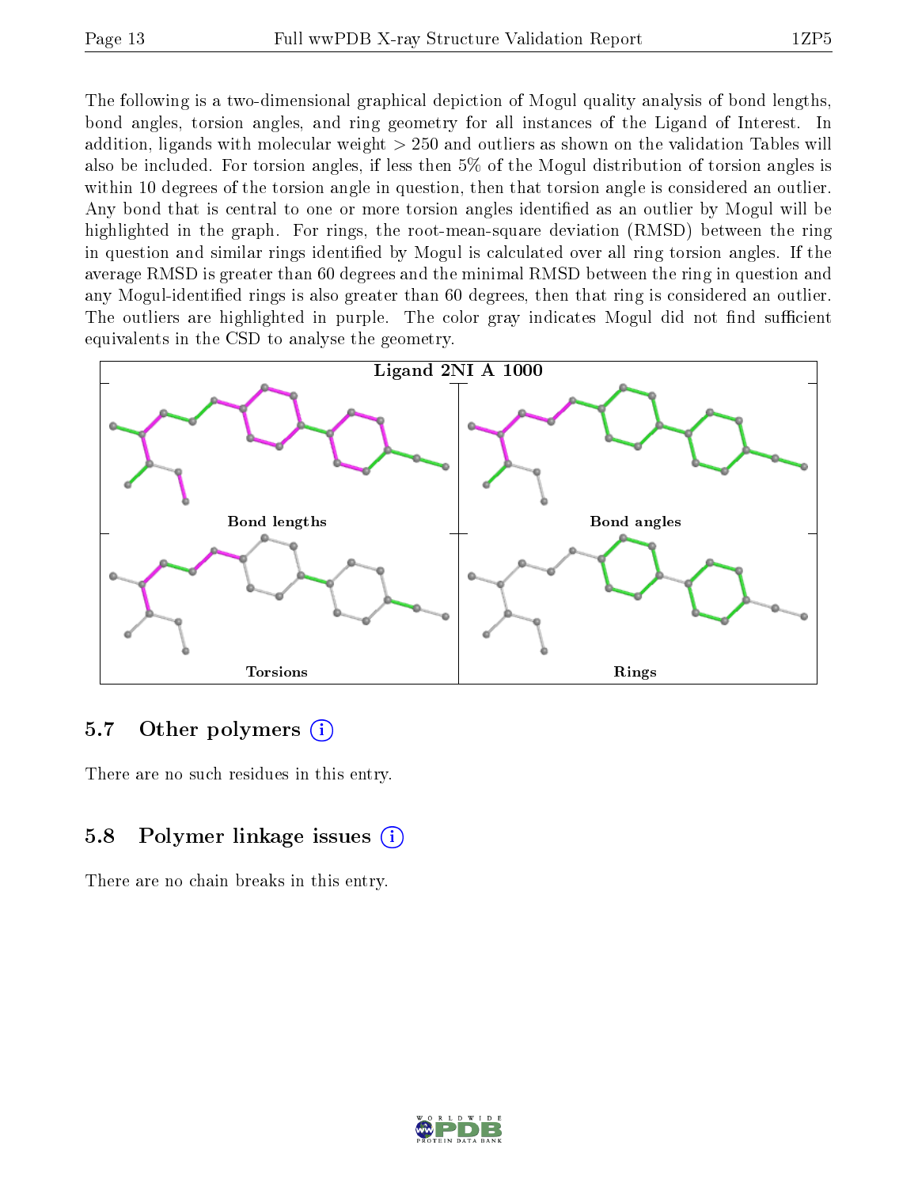The following is a two-dimensional graphical depiction of Mogul quality analysis of bond lengths, bond angles, torsion angles, and ring geometry for all instances of the Ligand of Interest. In addition, ligands with molecular weight > 250 and outliers as shown on the validation Tables will also be included. For torsion angles, if less then 5% of the Mogul distribution of torsion angles is within 10 degrees of the torsion angle in question, then that torsion angle is considered an outlier. Any bond that is central to one or more torsion angles identified as an outlier by Mogul will be highlighted in the graph. For rings, the root-mean-square deviation (RMSD) between the ring in question and similar rings identified by Mogul is calculated over all ring torsion angles. If the average RMSD is greater than 60 degrees and the minimal RMSD between the ring in question and any Mogul-identified rings is also greater than 60 degrees, then that ring is considered an outlier. The outliers are highlighted in purple. The color gray indicates Mogul did not find sufficient equivalents in the CSD to analyse the geometry.

**Ligand 2NI A 1000**

Bond lengths

Bond angles

Torsions

Rings

## 5.7 Other polymers

There are no such residues in this entry.

## 5.8 Polymer linkage issues

There are no chain breaks in this entry.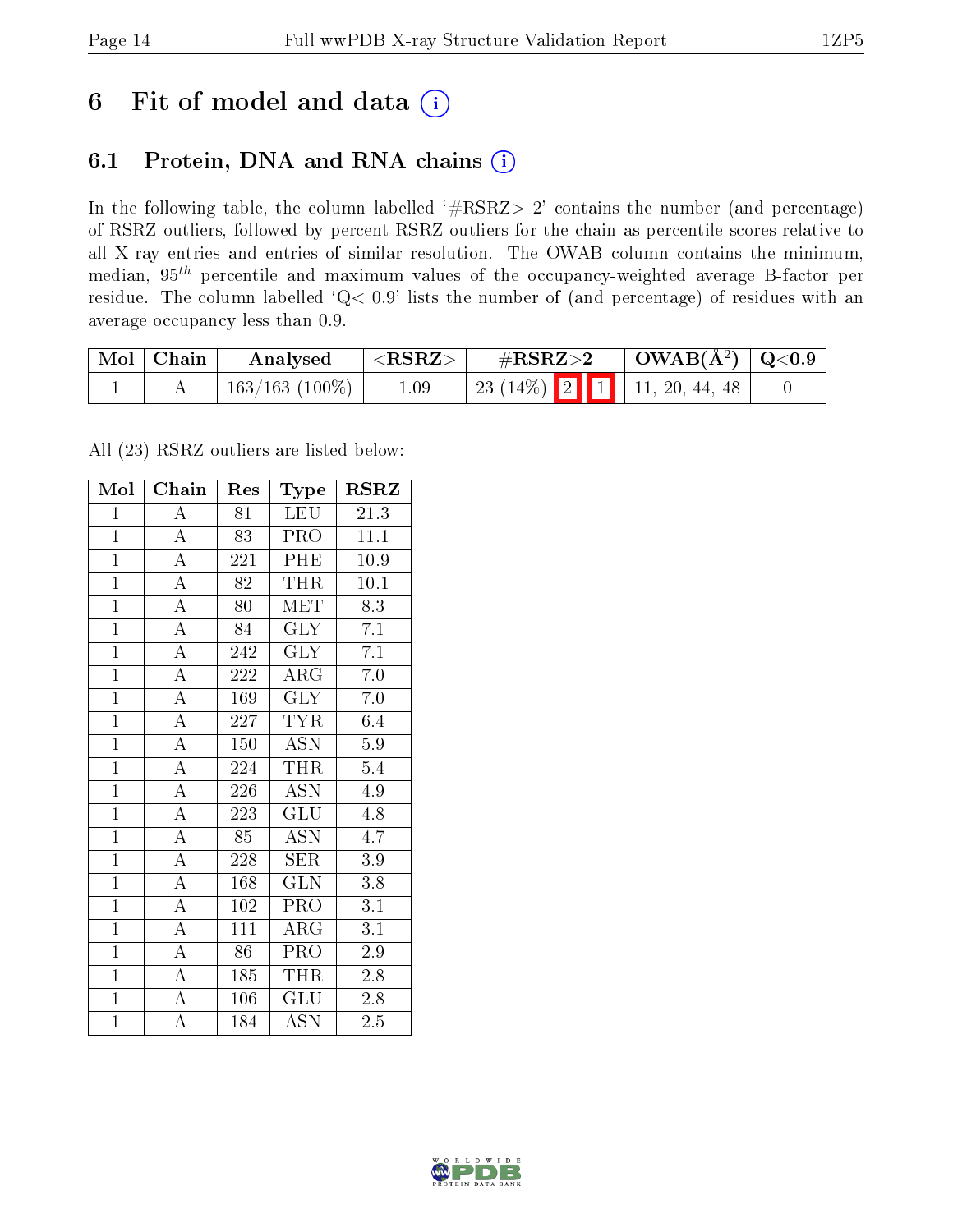# 6 Fit of model and data

## 6.1 Protein, DNA and RNA chains

In the following table, the column labelled '#RSRZ> 2' contains the number (and percentage) of RSRZ outliers, followed by percent RSRZ outliers for the chain as percentile scores relative to all X-ray entries and entries of similar resolution. The OWAB column contains the minimum, median, $95^{th}$ percentile and maximum values of the occupancy-weighted average B-factor per residue. The column labelled 'Q< 0.9' lists the number of (and percentage) of residues with an average occupancy less than 0.9.

| Mol | Chain | Analysed | <RSRZ> | #RSRZ>2 | OWAB(Å²) | Q<0.9 |
|---|---|---|---|---|---|---|
| 1 | A | 163/163 (100%) | 1.09 | 23 (14%) 2 1 | 11, 20, 44, 48 | 0 |

All (23) RSRZ outliers are listed below:

| Mol | Chain | Res | Type | RSRZ |
|---|---|---|---|---|
| 1 | A | 81 | LEU | 21.3 |
| 1 | A | 83 | PRO | 11.1 |
| 1 | A | 221 | PHE | 10.9 |
| 1 | A | 82 | THR | 10.1 |
| 1 | A | 80 | MET | 8.3 |
| 1 | A | 84 | GLY | 7.1 |
| 1 | A | 242 | GLY | 7.1 |
| 1 | A | 222 | ARG | 7.0 |
| 1 | A | 169 | GLY | 7.0 |
| 1 | A | 227 | TYR | 6.4 |
| 1 | A | 150 | ASN | 5.9 |
| 1 | A | 224 | THR | 5.4 |
| 1 | A | 226 | ASN | 4.9 |
| 1 | A | 223 | GLU | 4.8 |
| 1 | A | 85 | ASN | 4.7 |
| 1 | A | 228 | SER | 3.9 |
| 1 | A | 168 | GLN | 3.8 |
| 1 | A | 102 | PRO | 3.1 |
| 1 | A | 111 | ARG | 3.1 |
| 1 | A | 86 | PRO | 2.9 |
| 1 | A | 185 | THR | 2.8 |
| 1 | A | 106 | GLU | 2.8 |
| 1 | A | 184 | ASN | 2.5 |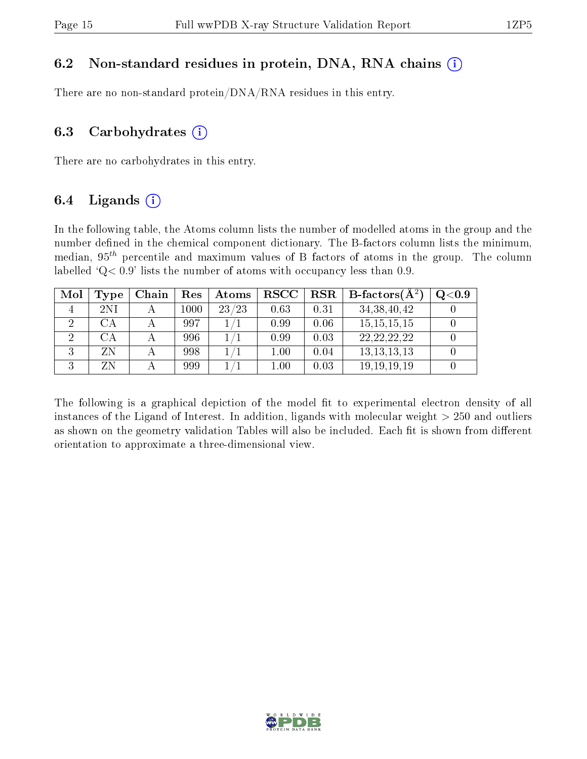### 6.2 Non-standard residues in protein, DNA, RNA chains

There are no non-standard protein/DNA/RNA residues in this entry.

### 6.3 Carbohydrates

There are no carbohydrates in this entry.

### 6.4 Ligands

In the following table, the Atoms column lists the number of modelled atoms in the group and the number defined in the chemical component dictionary. The B-factors column lists the minimum, median, $95^{th}$ percentile and maximum values of B factors of atoms in the group. The column labelled 'Q< 0.9' lists the number of atoms with occupancy less than 0.9.

| Mol | Type | Chain | Res | Atoms | RSCC | RSR | B-factors($Å^2$) | Q<0.9 |
|---|---|---|---|---|---|---|---|---|
| 4 | 2NI | A | 1000 | 23/23 | 0.63 | 0.31 | 34,38,40,42 | 0 |
| 2 | CA | A | 997 | 1/1 | 0.99 | 0.06 | 15,15,15,15 | 0 |
| 2 | CA | A | 996 | 1/1 | 0.99 | 0.03 | 22,22,22,22 | 0 |
| 3 | ZN | A | 998 | 1/1 | 1.00 | 0.04 | 13,13,13,13 | 0 |
| 3 | ZN | A | 999 | 1/1 | 1.00 | 0.03 | 19,19,19,19 | 0 |

The following is a graphical depiction of the model fit to experimental electron density of all instances of the Ligand of Interest. In addition, ligands with molecular weight > 250 and outliers as shown on the geometry validation Tables will also be included. Each fit is shown from different orientation to approximate a three-dimensional view.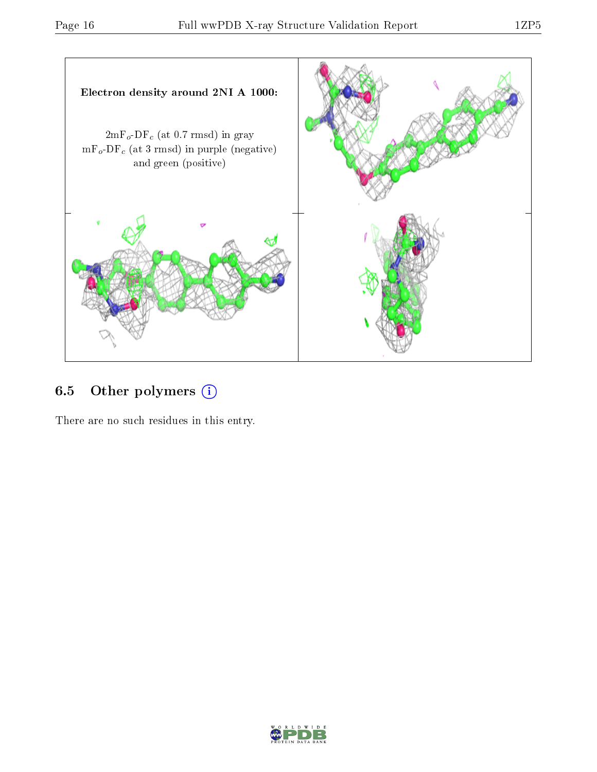**Electron density around 2NI A 1000:**

$2mF_o$-$DF_c$ (at 0.7 rmsd) in gray
$mF_o$-$DF_c$ (at 3 rmsd) in purple (negative)
and green (positive)

## 6.5 Other polymers

There are no such residues in this entry.